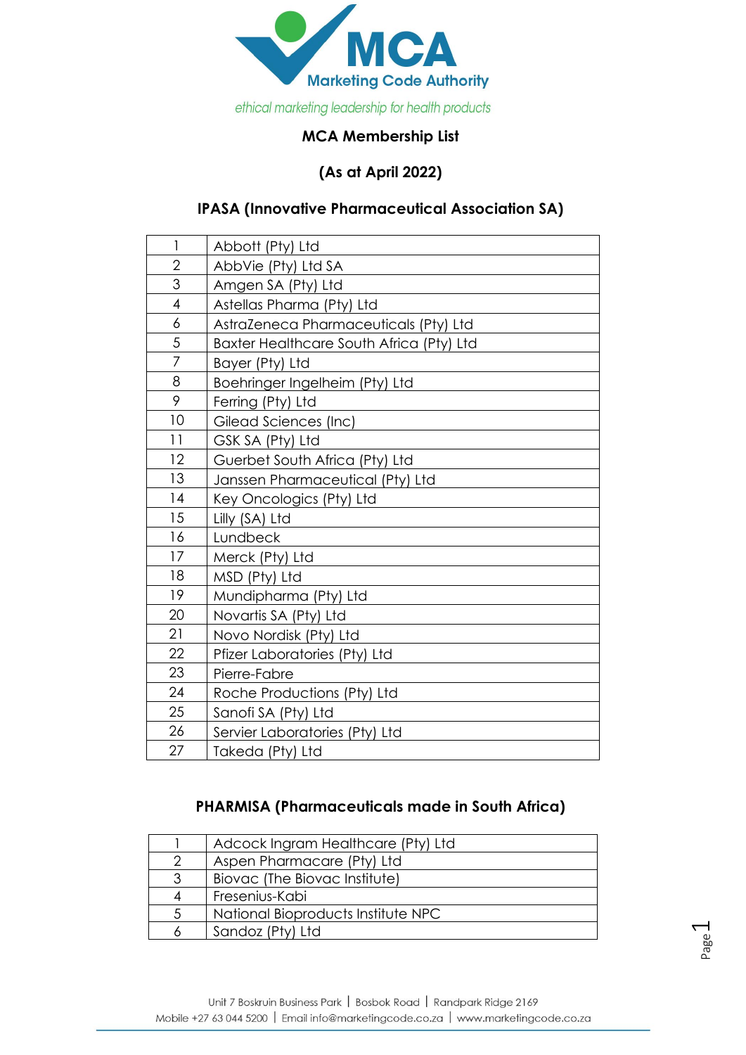MCA Marketing Code Authority

*ethical marketing leadership for health products*

## MCA Membership List

## (As at April 2022)

### IPASA (Innovative Pharmaceutical Association SA)

| | |
|---|---|
| 1 | Abbott (Pty) Ltd |
| 2 | AbbVie (Pty) Ltd SA |
| 3 | Amgen SA (Pty) Ltd |
| 4 | Astellas Pharma (Pty) Ltd |
| 6 | AstraZeneca Pharmaceuticals (Pty) Ltd |
| 5 | Baxter Healthcare South Africa (Pty) Ltd |
| 7 | Bayer (Pty) Ltd |
| 8 | Boehringer Ingelheim (Pty) Ltd |
| 9 | Ferring (Pty) Ltd |
| 10 | Gilead Sciences (Inc) |
| 11 | GSK SA (Pty) Ltd |
| 12 | Guerbet South Africa (Pty) Ltd |
| 13 | Janssen Pharmaceutical (Pty) Ltd |
| 14 | Key Oncologics (Pty) Ltd |
| 15 | Lilly (SA) Ltd |
| 16 | Lundbeck |
| 17 | Merck (Pty) Ltd |
| 18 | MSD (Pty) Ltd |
| 19 | Mundipharma (Pty) Ltd |
| 20 | Novartis SA (Pty) Ltd |
| 21 | Novo Nordisk (Pty) Ltd |
| 22 | Pfizer Laboratories (Pty) Ltd |
| 23 | Pierre-Fabre |
| 24 | Roche Productions (Pty) Ltd |
| 25 | Sanofi SA (Pty) Ltd |
| 26 | Servier Laboratories (Pty) Ltd |
| 27 | Takeda (Pty) Ltd |

### PHARMISA (Pharmaceuticals made in South Africa)

| | |
|---|---|
| 1 | Adcock Ingram Healthcare (Pty) Ltd |
| 2 | Aspen Pharmacare (Pty) Ltd |
| 3 | Biovac (The Biovac Institute) |
| 4 | Fresenius-Kabi |
| 5 | National Bioproducts Institute NPC |
| 6 | Sandoz (Pty) Ltd |

Unit 7 Boskruin Business Park | Bosbok Road | Randpark Ridge 2169
Mobile +27 63 044 5200 | Email info@marketingcode.co.za | www.marketingcode.co.za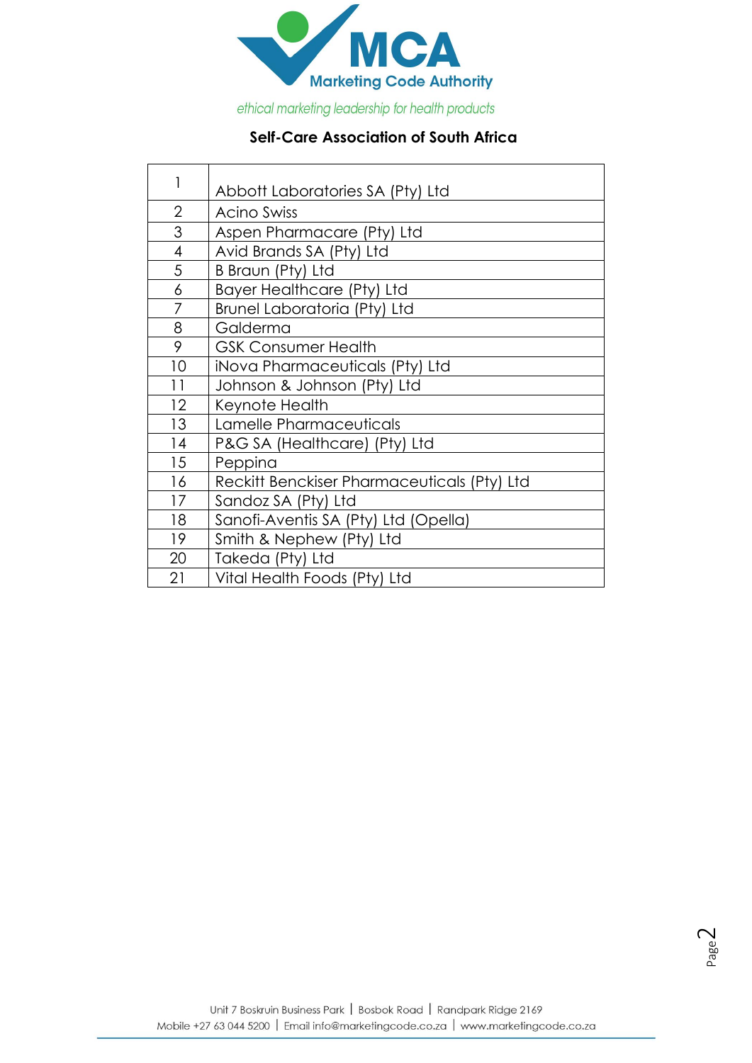## Self-Care Association of South Africa

| | |
|---|---|
| 1 | Abbott Laboratories SA (Pty) Ltd |
| 2 | Acino Swiss |
| 3 | Aspen Pharmacare (Pty) Ltd |
| 4 | Avid Brands SA (Pty) Ltd |
| 5 | B Braun (Pty) Ltd |
| 6 | Bayer Healthcare (Pty) Ltd |
| 7 | Brunel Laboratoria (Pty) Ltd |
| 8 | Galderma |
| 9 | GSK Consumer Health |
| 10 | iNova Pharmaceuticals (Pty) Ltd |
| 11 | Johnson & Johnson (Pty) Ltd |
| 12 | Keynote Health |
| 13 | Lamelle Pharmaceuticals |
| 14 | P&G SA (Healthcare) (Pty) Ltd |
| 15 | Peppina |
| 16 | Reckitt Benckiser Pharmaceuticals (Pty) Ltd |
| 17 | Sandoz SA (Pty) Ltd |
| 18 | Sanofi-Aventis SA (Pty) Ltd (Opella) |
| 19 | Smith & Nephew (Pty) Ltd |
| 20 | Takeda (Pty) Ltd |
| 21 | Vital Health Foods (Pty) Ltd |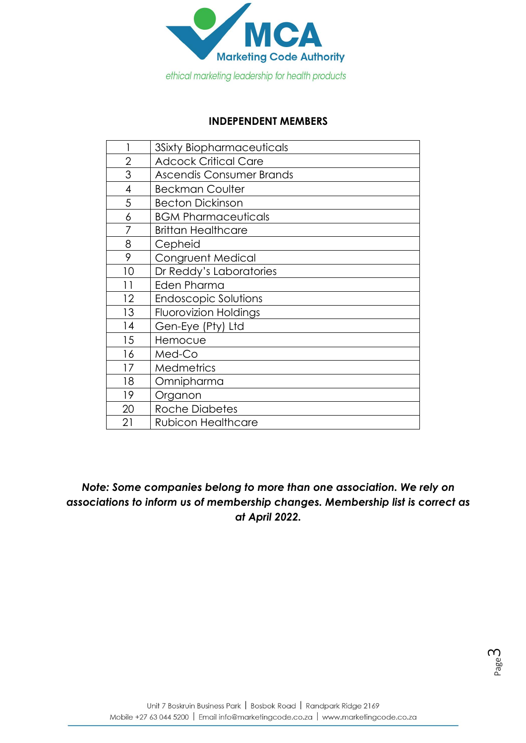Marketing Code Authority

*ethical marketing leadership for health products*

## INDEPENDENT MEMBERS

| | |
|---|---|
| 1 | 3Sixty Biopharmaceuticals |
| 2 | Adcock Critical Care |
| 3 | Ascendis Consumer Brands |
| 4 | Beckman Coulter |
| 5 | Becton Dickinson |
| 6 | BGM Pharmaceuticals |
| 7 | Brittan Healthcare |
| 8 | Cepheid |
| 9 | Congruent Medical |
| 10 | Dr Reddy's Laboratories |
| 11 | Eden Pharma |
| 12 | Endoscopic Solutions |
| 13 | Fluorovizion Holdings |
| 14 | Gen-Eye (Pty) Ltd |
| 15 | Hemocue |
| 16 | Med-Co |
| 17 | Medmetrics |
| 18 | Omnipharma |
| 19 | Organon |
| 20 | Roche Diabetes |
| 21 | Rubicon Healthcare |

***Note: Some companies belong to more than one association. We rely on associations to inform us of membership changes. Membership list is correct as at April 2022.***

Unit 7 Boskruin Business Park | Bosbok Road | Randpark Ridge 2169
Mobile +27 63 044 5200 | Email info@marketingcode.co.za | www.marketingcode.co.za